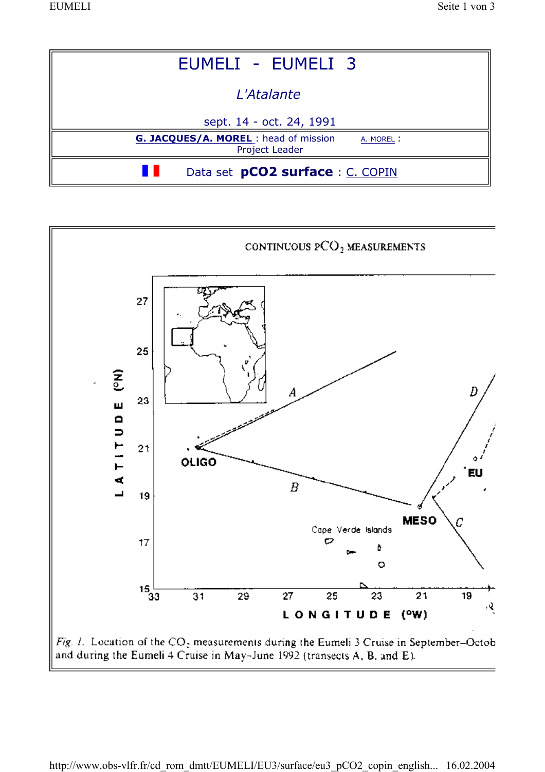# EUMELI - EUMELI 3

*L'Atalante*

sept. 14 - oct. 24, 1991

**G. JACQUES/A. MOREL** : head of mission    A. MOREL : Project Leader

Data set **pCO2 surface** : C. COPIN

CONTINUOUS $pCO_2$ MEASUREMENTS

*Fig. 1.* Location of the $CO_2$ measurements during the Eumeli 3 Cruise in September–Octob and during the Eumeli 4 Cruise in May–June 1992 (transects A, B, and E).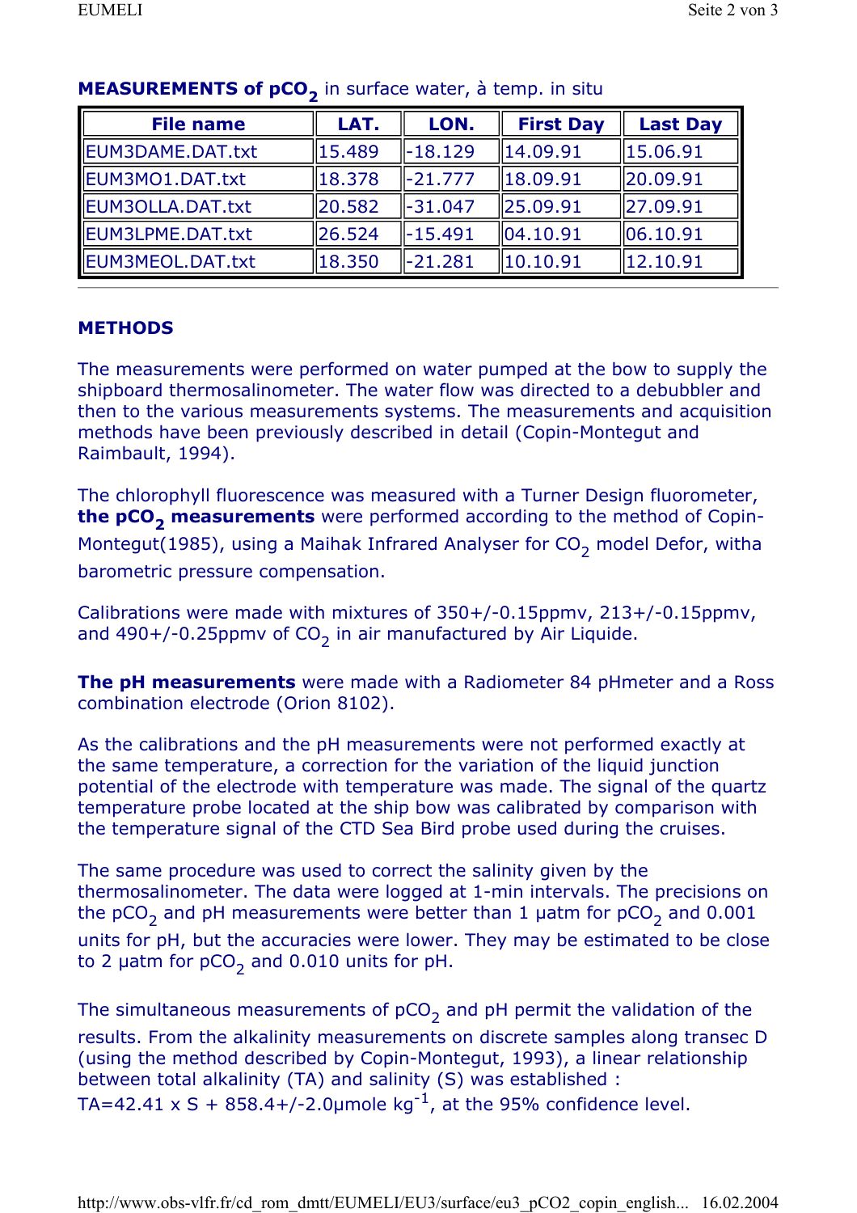**MEASUREMENTS of $pCO_2$** in surface water, à temp. in situ

| File name | LAT. | LON. | First Day | Last Day |
|---|---|---|---|---|
| EUM3DAME.DAT.txt | 15.489 | -18.129 | 14.09.91 | 15.06.91 |
| EUM3MO1.DAT.txt | 18.378 | -21.777 | 18.09.91 | 20.09.91 |
| EUM3OLLA.DAT.txt | 20.582 | -31.047 | 25.09.91 | 27.09.91 |
| EUM3LPME.DAT.txt | 26.524 | -15.491 | 04.10.91 | 06.10.91 |
| EUM3MEOL.DAT.txt | 18.350 | -21.281 | 10.10.91 | 12.10.91 |

## METHODS

The measurements were performed on water pumped at the bow to supply the shipboard thermosalinometer. The water flow was directed to a debubbler and then to the various measurements systems. The measurements and acquisition methods have been previously described in detail (Copin-Montegut and Raimbault, 1994).

The chlorophyll fluorescence was measured with a Turner Design fluorometer, **the $pCO_2$ measurements** were performed according to the method of Copin-Montegut(1985), using a Maihak Infrared Analyser for $CO_2$ model Defor, witha barometric pressure compensation.

Calibrations were made with mixtures of 350+/-0.15ppmv, 213+/-0.15ppmv, and 490+/-0.25ppmv of $CO_2$ in air manufactured by Air Liquide.

**The pH measurements** were made with a Radiometer 84 pHmeter and a Ross combination electrode (Orion 8102).

As the calibrations and the pH measurements were not performed exactly at the same temperature, a correction for the variation of the liquid junction potential of the electrode with temperature was made. The signal of the quartz temperature probe located at the ship bow was calibrated by comparison with the temperature signal of the CTD Sea Bird probe used during the cruises.

The same procedure was used to correct the salinity given by the thermosalinometer. The data were logged at 1-min intervals. The precisions on the $pCO_2$ and pH measurements were better than 1 µatm for $pCO_2$ and 0.001 units for pH, but the accuracies were lower. They may be estimated to be close to 2 µatm for $pCO_2$ and 0.010 units for pH.

The simultaneous measurements of $pCO_2$ and pH permit the validation of the results. From the alkalinity measurements on discrete samples along transec D (using the method described by Copin-Montegut, 1993), a linear relationship between total alkalinity (TA) and salinity (S) was established :
$TA = 42.41 \times S + 858.4 \pm 2.0$ µmole kg$^{-1}$, at the 95% confidence level.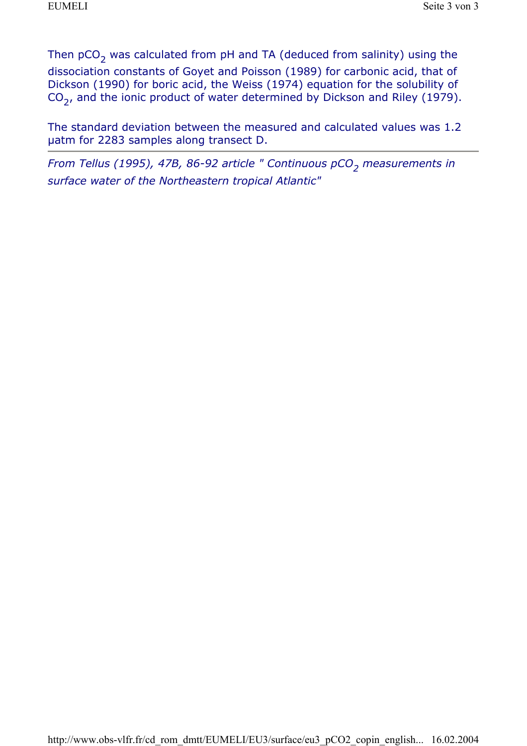Then $pCO_2$ was calculated from pH and TA (deduced from salinity) using the dissociation constants of Goyet and Poisson (1989) for carbonic acid, that of Dickson (1990) for boric acid, the Weiss (1974) equation for the solubility of $CO_2$, and the ionic product of water determined by Dickson and Riley (1979).

The standard deviation between the measured and calculated values was 1.2 µatm for 2283 samples along transect D.

---

*From Tellus (1995), 47B, 86-92 article " Continuous $pCO_2$ measurements in surface water of the Northeastern tropical Atlantic"*